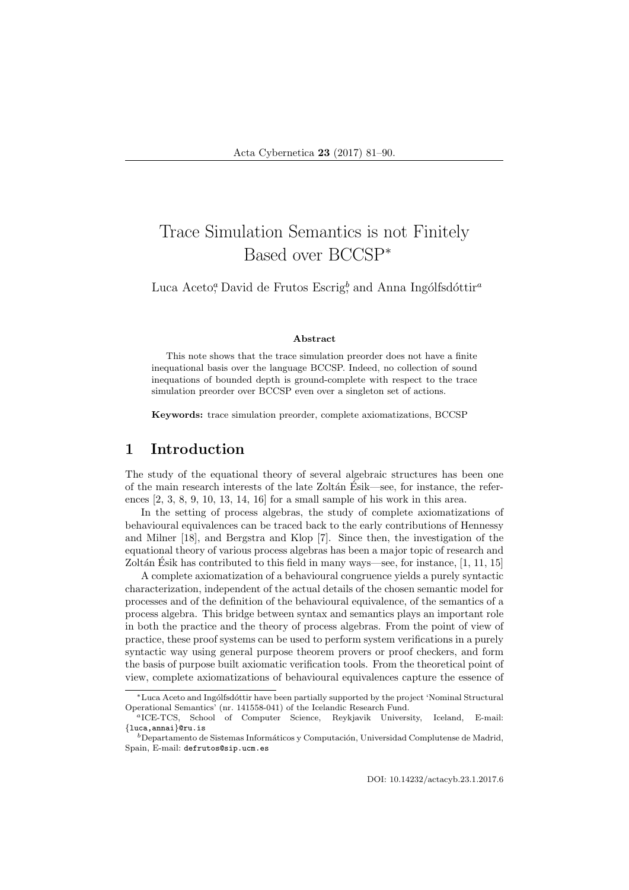# Trace Simulation Semantics is not Finitely Based over BCCSP*

Luca Aceto[a], David de Frutos Escrig[b], and Anna Ingólfsdóttir[a]

### Abstract

This note shows that the trace simulation preorder does not have a finite inequational basis over the language BCCSP. Indeed, no collection of sound inequations of bounded depth is ground-complete with respect to the trace simulation preorder over BCCSP even over a singleton set of actions.

**Keywords:** trace simulation preorder, complete axiomatizations, BCCSP

## 1 Introduction

The study of the equational theory of several algebraic structures has been one of the main research interests of the late Zoltán Ésik—see, for instance, the references [2, 3, 8, 9, 10, 13, 14, 16] for a small sample of his work in this area.

In the setting of process algebras, the study of complete axiomatizations of behavioural equivalences can be traced back to the early contributions of Hennessy and Milner [18], and Bergstra and Klop [7]. Since then, the investigation of the equational theory of various process algebras has been a major topic of research and Zoltán Ésik has contributed to this field in many ways—see, for instance, [1, 11, 15]

A complete axiomatization of a behavioural congruence yields a purely syntactic characterization, independent of the actual details of the chosen semantic model for processes and of the definition of the behavioural equivalence, of the semantics of a process algebra. This bridge between syntax and semantics plays an important role in both the practice and the theory of process algebras. From the point of view of practice, these proof systems can be used to perform system verifications in a purely syntactic way using general purpose theorem provers or proof checkers, and form the basis of purpose built axiomatic verification tools. From the theoretical point of view, complete axiomatizations of behavioural equivalences capture the essence of

---

*Luca Aceto and Ingólfsdóttir have been partially supported by the project 'Nominal Structural Operational Semantics' (nr. 141558-041) of the Icelandic Research Fund.

[a]ICE-TCS, School of Computer Science, Reykjavik University, Iceland, E-mail: {luca,annai}@ru.is

[b]Departamento de Sistemas Informáticos y Computación, Universidad Complutense de Madrid, Spain, E-mail: defrutos@sip.ucm.es

DOI: 10.14232/actacyb.23.1.2017.6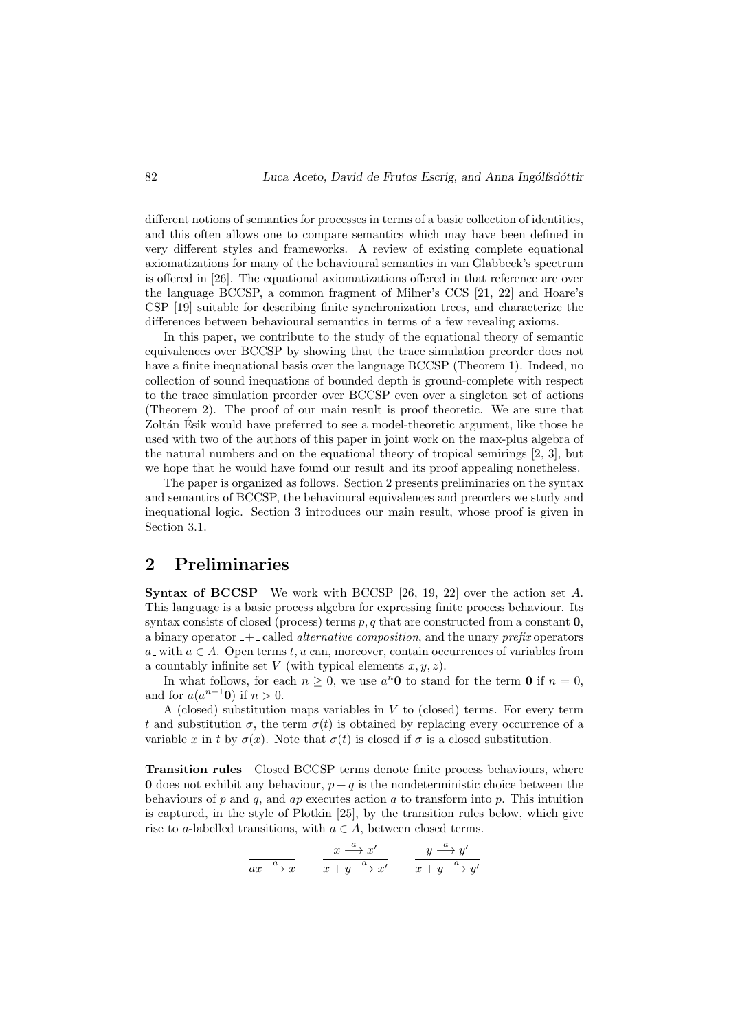different notions of semantics for processes in terms of a basic collection of identities, and this often allows one to compare semantics which may have been defined in very different styles and frameworks. A review of existing complete equational axiomatizations for many of the behavioural semantics in van Glabbeek's spectrum is offered in [26]. The equational axiomatizations offered in that reference are over the language BCCSP, a common fragment of Milner's CCS [21, 22] and Hoare's CSP [19] suitable for describing finite synchronization trees, and characterize the differences between behavioural semantics in terms of a few revealing axioms.

In this paper, we contribute to the study of the equational theory of semantic equivalences over BCCSP by showing that the trace simulation preorder does not have a finite inequational basis over the language BCCSP (Theorem 1). Indeed, no collection of sound inequations of bounded depth is ground-complete with respect to the trace simulation preorder over BCCSP even over a singleton set of actions (Theorem 2). The proof of our main result is proof theoretic. We are sure that Zoltán Ésik would have preferred to see a model-theoretic argument, like those he used with two of the authors of this paper in joint work on the max-plus algebra of the natural numbers and on the equational theory of tropical semirings [2, 3], but we hope that he would have found our result and its proof appealing nonetheless.

The paper is organized as follows. Section 2 presents preliminaries on the syntax and semantics of BCCSP, the behavioural equivalences and preorders we study and inequational logic. Section 3 introduces our main result, whose proof is given in Section 3.1.

## 2 Preliminaries

**Syntax of BCCSP** We work with BCCSP [26, 19, 22] over the action set $A$. This language is a basic process algebra for expressing finite process behaviour. Its syntax consists of closed (process) terms $p, q$ that are constructed from a constant $\mathbf{0}$, a binary operator $\_ + \_$ called *alternative composition*, and the unary *prefix* operators $a\_$ with $a \in A$. Open terms $t, u$ can, moreover, contain occurrences of variables from a countably infinite set $V$ (with typical elements $x, y, z$).

In what follows, for each $n \geq 0$, we use $a^n\mathbf{0}$ to stand for the term $\mathbf{0}$ if $n = 0$, and for $a(a^{n-1}\mathbf{0})$ if $n > 0$.

A (closed) substitution maps variables in $V$ to (closed) terms. For every term $t$ and substitution $\sigma$, the term $\sigma(t)$ is obtained by replacing every occurrence of a variable $x$ in $t$ by $\sigma(x)$. Note that $\sigma(t)$ is closed if $\sigma$ is a closed substitution.

**Transition rules** Closed BCCSP terms denote finite process behaviours, where $\mathbf{0}$ does not exhibit any behaviour, $p + q$ is the nondeterministic choice between the behaviours of $p$ and $q$, and $ap$ executes action $a$ to transform into $p$. This intuition is captured, in the style of Plotkin [25], by the transition rules below, which give rise to $a$-labelled transitions, with $a \in A$, between closed terms.

$$\frac{}{ax \xrightarrow{a} x} \qquad \frac{x \xrightarrow{a} x'}{x + y \xrightarrow{a} x'} \qquad \frac{y \xrightarrow{a} y'}{x + y \xrightarrow{a} y'}$$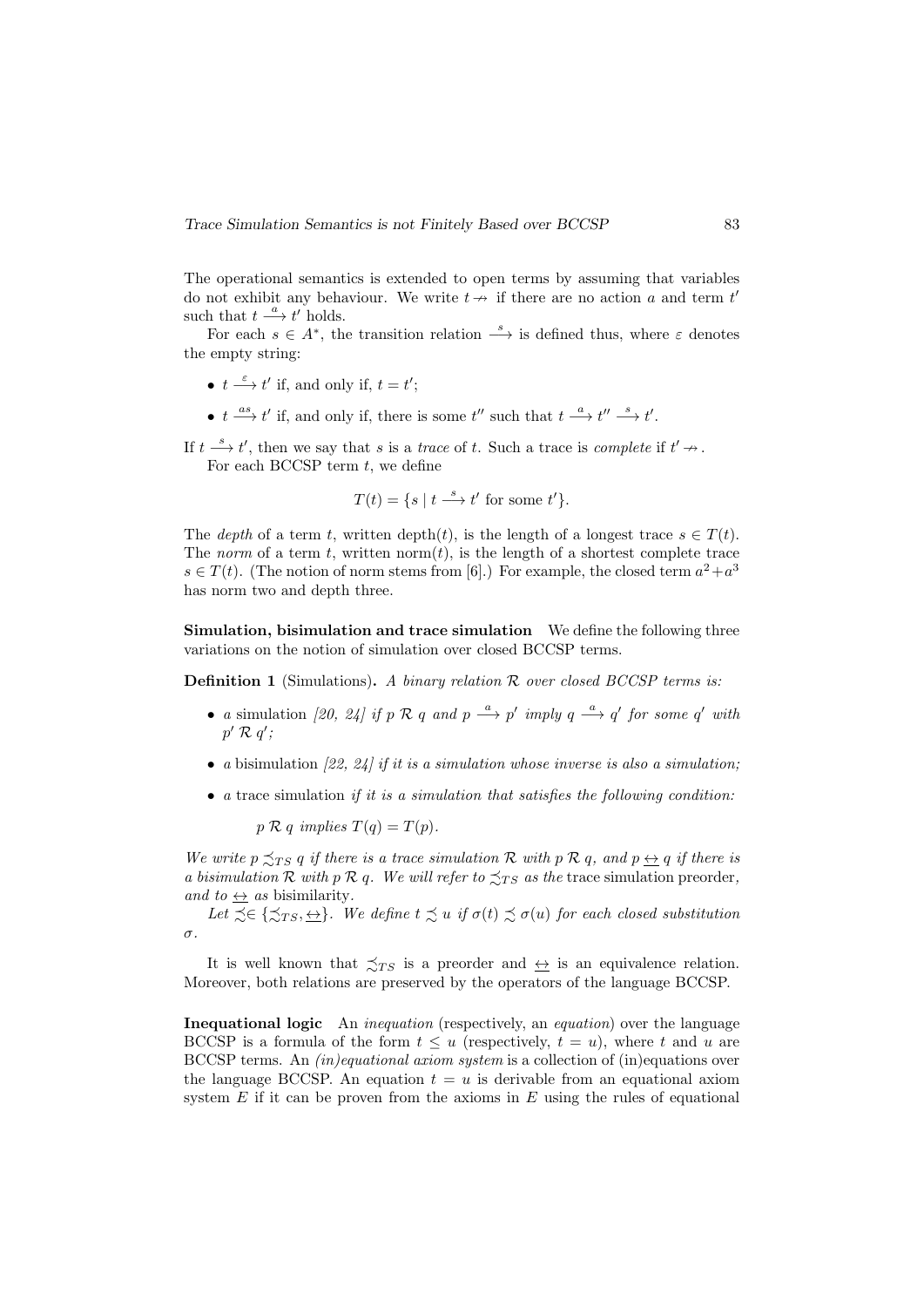The operational semantics is extended to open terms by assuming that variables do not exhibit any behaviour. We write $t \nrightarrow$ if there are no action $a$ and term $t'$ such that $t \xrightarrow{a} t'$ holds.

For each $s \in A^*$, the transition relation $\xrightarrow{s}$ is defined thus, where $\varepsilon$ denotes the empty string:

- $t \xrightarrow{\varepsilon} t'$ if, and only if, $t = t'$;
- $t \xrightarrow{as} t'$ if, and only if, there is some $t''$ such that $t \xrightarrow{a} t'' \xrightarrow{s} t'$.

If $t \xrightarrow{s} t'$, then we say that $s$ is a *trace* of $t$. Such a trace is *complete* if $t' \nrightarrow$.

For each BCCSP term $t$, we define

$$T(t) = \{s \mid t \xrightarrow{s} t' \text{ for some } t'\}.$$

The *depth* of a term $t$, written $\text{depth}(t)$, is the length of a longest trace $s \in T(t)$. The *norm* of a term $t$, written $\text{norm}(t)$, is the length of a shortest complete trace $s \in T(t)$. (The notion of norm stems from [6].) For example, the closed term $a^2 + a^3$ has norm two and depth three.

**Simulation, bisimulation and trace simulation** We define the following three variations on the notion of simulation over closed BCCSP terms.

**Definition 1** (Simulations)**.** *A binary relation $\mathcal{R}$ over closed BCCSP terms is:*

- *a* simulation *[20, 24] if $p \mathrel{\mathcal{R}} q$ and $p \xrightarrow{a} p'$ imply $q \xrightarrow{a} q'$ for some $q'$ with $p' \mathrel{\mathcal{R}} q'$;*
- *a* bisimulation *[22, 24] if it is a simulation whose inverse is also a simulation;*
- *a* trace simulation *if it is a simulation that satisfies the following condition:*

  $p \mathrel{\mathcal{R}} q$ *implies* $T(q) = T(p)$.

*We write $p \precsim_{TS} q$ if there is a trace simulation $\mathcal{R}$ with $p \mathrel{\mathcal{R}} q$, and $p \leftrightarroweq q$ if there is a bisimulation $\mathcal{R}$ with $p \mathrel{\mathcal{R}} q$. We will refer to $\precsim_{TS}$ as the* trace simulation preorder*, and to $\leftrightarroweq$ as* bisimilarity.

*Let $\precsim \in \{\precsim_{TS}, \leftrightarroweq\}$. We define $t \precsim u$ if $\sigma(t) \precsim \sigma(u)$ for each closed substitution $\sigma$.*

It is well known that $\precsim_{TS}$ is a preorder and $\leftrightarroweq$ is an equivalence relation. Moreover, both relations are preserved by the operators of the language BCCSP.

**Inequational logic** An *inequation* (respectively, an *equation*) over the language BCCSP is a formula of the form $t \leq u$ (respectively, $t = u$), where $t$ and $u$ are BCCSP terms. An *(in)equational axiom system* is a collection of (in)equations over the language BCCSP. An equation $t = u$ is derivable from an equational axiom system $E$ if it can be proven from the axioms in $E$ using the rules of equational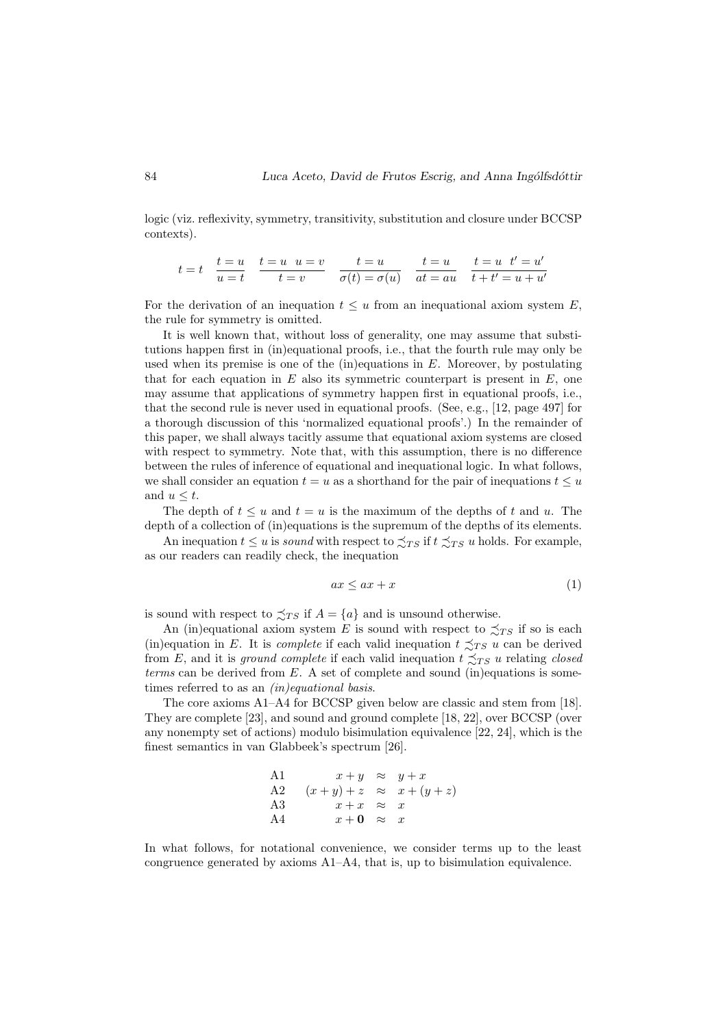logic (viz. reflexivity, symmetry, transitivity, substitution and closure under BCCSP contexts).

$$t = t \quad \frac{t = u}{u = t} \quad \frac{t = u \quad u = v}{t = v} \quad \frac{t = u}{\sigma(t) = \sigma(u)} \quad \frac{t = u}{at = au} \quad \frac{t = u \quad t' = u'}{t + t' = u + u'}$$

For the derivation of an inequation $t \leq u$ from an inequational axiom system $E$, the rule for symmetry is omitted.

It is well known that, without loss of generality, one may assume that substitutions happen first in (in)equational proofs, i.e., that the fourth rule may only be used when its premise is one of the (in)equations in $E$. Moreover, by postulating that for each equation in $E$ also its symmetric counterpart is present in $E$, one may assume that applications of symmetry happen first in equational proofs, i.e., that the second rule is never used in equational proofs. (See, e.g., [12, page 497] for a thorough discussion of this 'normalized equational proofs'.) In the remainder of this paper, we shall always tacitly assume that equational axiom systems are closed with respect to symmetry. Note that, with this assumption, there is no difference between the rules of inference of equational and inequational logic. In what follows, we shall consider an equation $t = u$ as a shorthand for the pair of inequations $t \leq u$ and $u \leq t$.

The depth of $t \leq u$ and $t = u$ is the maximum of the depths of $t$ and $u$. The depth of a collection of (in)equations is the supremum of the depths of its elements.

An inequation $t \leq u$ is *sound* with respect to $\precsim_{TS}$ if $t \precsim_{TS} u$ holds. For example, as our readers can readily check, the inequation

$$ax \leq ax + x \tag{1}$$

is sound with respect to $\precsim_{TS}$ if $A = \{a\}$ and is unsound otherwise.

An (in)equational axiom system $E$ is sound with respect to $\precsim_{TS}$ if so is each (in)equation in $E$. It is *complete* if each valid inequation $t \precsim_{TS} u$ can be derived from $E$, and it is *ground complete* if each valid inequation $t \precsim_{TS} u$ relating *closed terms* can be derived from $E$. A set of complete and sound (in)equations is sometimes referred to as an *(in)equational basis*.

The core axioms A1–A4 for BCCSP given below are classic and stem from [18]. They are complete [23], and sound and ground complete [18, 22], over BCCSP (over any nonempty set of actions) modulo bisimulation equivalence [22, 24], which is the finest semantics in van Glabbeek's spectrum [26].

$$\begin{array}{lrcl}
\text{A1} & x + y & \approx & y + x \\
\text{A2} & (x + y) + z & \approx & x + (y + z) \\
\text{A3} & x + x & \approx & x \\
\text{A4} & x + \mathbf{0} & \approx & x
\end{array}$$

In what follows, for notational convenience, we consider terms up to the least congruence generated by axioms A1–A4, that is, up to bisimulation equivalence.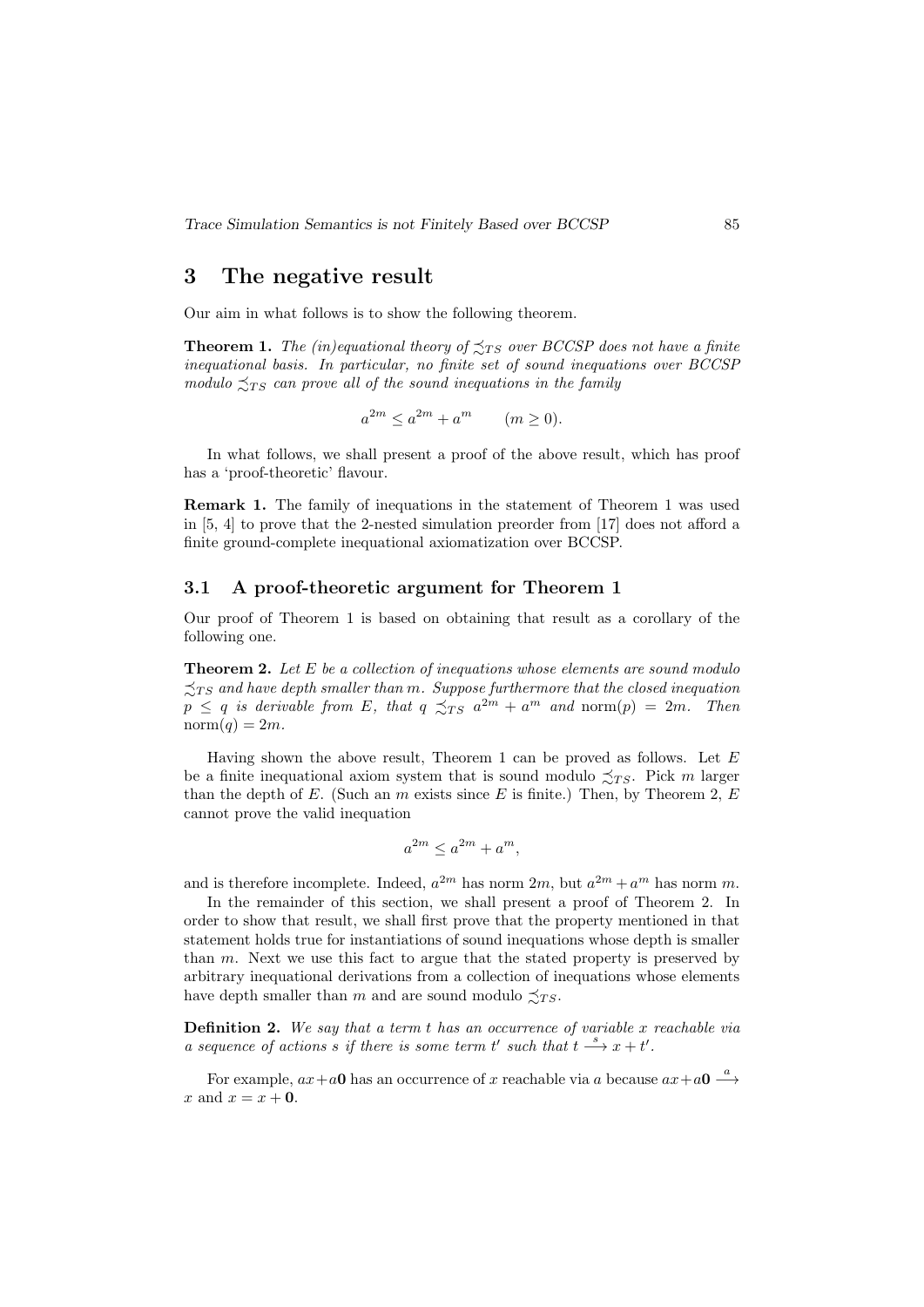## 3 The negative result

Our aim in what follows is to show the following theorem.

**Theorem 1.** *The (in)equational theory of $\precsim_{TS}$ over BCCSP does not have a finite inequational basis. In particular, no finite set of sound inequations over BCCSP modulo $\precsim_{TS}$ can prove all of the sound inequations in the family*

$$a^{2m} \leq a^{2m} + a^m \qquad (m \geq 0).$$

In what follows, we shall present a proof of the above result, which has proof has a 'proof-theoretic' flavour.

**Remark 1.** The family of inequations in the statement of Theorem 1 was used in [5, 4] to prove that the 2-nested simulation preorder from [17] does not afford a finite ground-complete inequational axiomatization over BCCSP.

### 3.1 A proof-theoretic argument for Theorem 1

Our proof of Theorem 1 is based on obtaining that result as a corollary of the following one.

**Theorem 2.** *Let $E$ be a collection of inequations whose elements are sound modulo $\precsim_{TS}$ and have depth smaller than $m$. Suppose furthermore that the closed inequation $p \leq q$ is derivable from $E$, that $q \precsim_{TS} a^{2m} + a^m$ and $\mathrm{norm}(p) = 2m$. Then $\mathrm{norm}(q) = 2m$.*

Having shown the above result, Theorem 1 can be proved as follows. Let $E$ be a finite inequational axiom system that is sound modulo $\precsim_{TS}$. Pick $m$ larger than the depth of $E$. (Such an $m$ exists since $E$ is finite.) Then, by Theorem 2, $E$ cannot prove the valid inequation

$$a^{2m} \leq a^{2m} + a^m,$$

and is therefore incomplete. Indeed, $a^{2m}$ has norm $2m$, but $a^{2m} + a^m$ has norm $m$.

In the remainder of this section, we shall present a proof of Theorem 2. In order to show that result, we shall first prove that the property mentioned in that statement holds true for instantiations of sound inequations whose depth is smaller than $m$. Next we use this fact to argue that the stated property is preserved by arbitrary inequational derivations from a collection of inequations whose elements have depth smaller than $m$ and are sound modulo $\precsim_{TS}$.

**Definition 2.** *We say that a term $t$ has an occurrence of variable $x$ reachable via a sequence of actions $s$ if there is some term $t'$ such that $t \xrightarrow{s} x + t'$.*

For example, $ax + a\mathbf{0}$ has an occurrence of $x$ reachable via $a$ because $ax + a\mathbf{0} \xrightarrow{a} x$ and $x = x + \mathbf{0}$.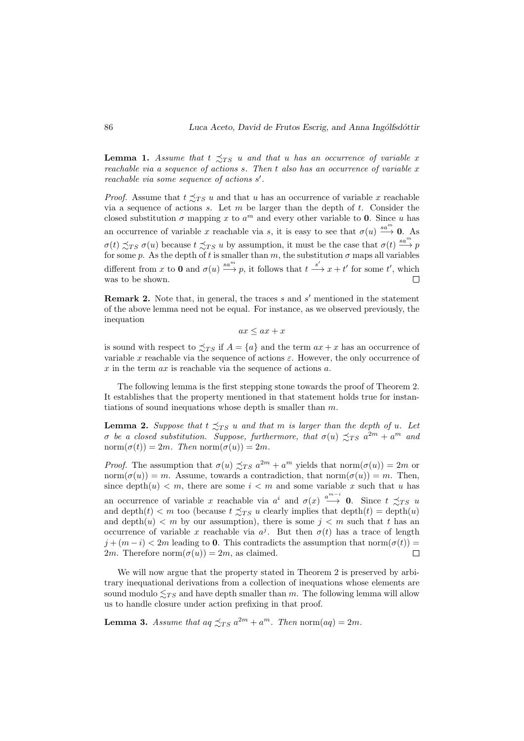**Lemma 1.** *Assume that $t \precsim_{TS} u$ and that $u$ has an occurrence of variable $x$ reachable via a sequence of actions $s$. Then $t$ also has an occurrence of variable $x$ reachable via some sequence of actions $s'$.*

*Proof.* Assume that $t \precsim_{TS} u$ and that $u$ has an occurrence of variable $x$ reachable via a sequence of actions $s$. Let $m$ be larger than the depth of $t$. Consider the closed substitution $\sigma$ mapping $x$ to $a^m$ and every other variable to $\mathbf{0}$. Since $u$ has an occurrence of variable $x$ reachable via $s$, it is easy to see that $\sigma(u) \xrightarrow{sa^m} \mathbf{0}$. As $\sigma(t) \precsim_{TS} \sigma(u)$ because $t \precsim_{TS} u$ by assumption, it must be the case that $\sigma(t) \xrightarrow{sa^m} p$ for some $p$. As the depth of $t$ is smaller than $m$, the substitution $\sigma$ maps all variables different from $x$ to $\mathbf{0}$ and $\sigma(u) \xrightarrow{sa^m} p$, it follows that $t \xrightarrow{s'} x + t'$ for some $t'$, which was to be shown. □

**Remark 2.** Note that, in general, the traces $s$ and $s'$ mentioned in the statement of the above lemma need not be equal. For instance, as we observed previously, the inequation

$$ax \leq ax + x$$

is sound with respect to $\precsim_{TS}$ if $A = \{a\}$ and the term $ax + x$ has an occurrence of variable $x$ reachable via the sequence of actions $\varepsilon$. However, the only occurrence of $x$ in the term $ax$ is reachable via the sequence of actions $a$.

The following lemma is the first stepping stone towards the proof of Theorem 2. It establishes that the property mentioned in that statement holds true for instantiations of sound inequations whose depth is smaller than $m$.

**Lemma 2.** *Suppose that $t \precsim_{TS} u$ and that $m$ is larger than the depth of $u$. Let $\sigma$ be a closed substitution. Suppose, furthermore, that $\sigma(u) \precsim_{TS} a^{2m} + a^m$ and $\text{norm}(\sigma(t)) = 2m$. Then $\text{norm}(\sigma(u)) = 2m$.*

*Proof.* The assumption that $\sigma(u) \precsim_{TS} a^{2m} + a^m$ yields that $\text{norm}(\sigma(u)) = 2m$ or $\text{norm}(\sigma(u)) = m$. Assume, towards a contradiction, that $\text{norm}(\sigma(u)) = m$. Then, since $\text{depth}(u) < m$, there are some $i < m$ and some variable $x$ such that $u$ has an occurrence of variable $x$ reachable via $a^i$ and $\sigma(x) \xrightarrow{a^{m-i}} \mathbf{0}$. Since $t \precsim_{TS} u$ and $\text{depth}(t) < m$ too (because $t \precsim_{TS} u$ clearly implies that $\text{depth}(t) = \text{depth}(u)$ and $\text{depth}(u) < m$ by our assumption), there is some $j < m$ such that $t$ has an occurrence of variable $x$ reachable via $a^j$. But then $\sigma(t)$ has a trace of length $j + (m - i) < 2m$ leading to $\mathbf{0}$. This contradicts the assumption that $\text{norm}(\sigma(t)) = 2m$. Therefore $\text{norm}(\sigma(u)) = 2m$, as claimed. □

We will now argue that the property stated in Theorem 2 is preserved by arbitrary inequational derivations from a collection of inequations whose elements are sound modulo $\lesssim_{TS}$ and have depth smaller than $m$. The following lemma will allow us to handle closure under action prefixing in that proof.

**Lemma 3.** *Assume that $aq \precsim_{TS} a^{2m} + a^m$. Then $\text{norm}(aq) = 2m$.*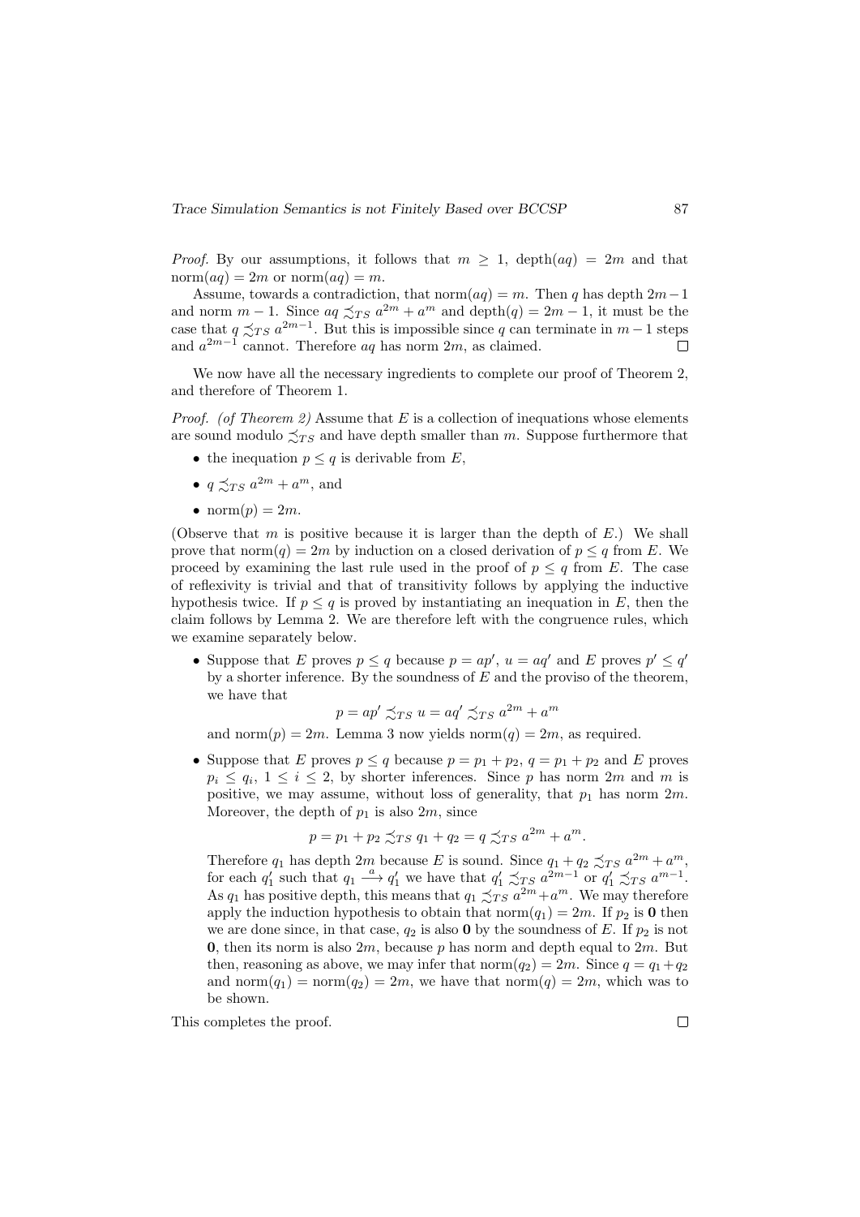*Proof.* By our assumptions, it follows that $m \geq 1$, $\text{depth}(aq) = 2m$ and that $\text{norm}(aq) = 2m$ or $\text{norm}(aq) = m$.

Assume, towards a contradiction, that $\text{norm}(aq) = m$. Then $q$ has depth $2m-1$ and norm $m-1$. Since $aq \precsim_{TS} a^{2m} + a^m$ and $\text{depth}(q) = 2m-1$, it must be the case that $q \precsim_{TS} a^{2m-1}$. But this is impossible since $q$ can terminate in $m-1$ steps and $a^{2m-1}$ cannot. Therefore $aq$ has norm $2m$, as claimed. ☐

We now have all the necessary ingredients to complete our proof of Theorem 2, and therefore of Theorem 1.

*Proof. (of Theorem 2)* Assume that $E$ is a collection of inequations whose elements are sound modulo $\precsim_{TS}$ and have depth smaller than $m$. Suppose furthermore that

- the inequation $p \leq q$ is derivable from $E$,
- $q \precsim_{TS} a^{2m} + a^m$, and
- $\text{norm}(p) = 2m$.

(Observe that $m$ is positive because it is larger than the depth of $E$.) We shall prove that $\text{norm}(q) = 2m$ by induction on a closed derivation of $p \leq q$ from $E$. We proceed by examining the last rule used in the proof of $p \leq q$ from $E$. The case of reflexivity is trivial and that of transitivity follows by applying the inductive hypothesis twice. If $p \leq q$ is proved by instantiating an inequation in $E$, then the claim follows by Lemma 2. We are therefore left with the congruence rules, which we examine separately below.

- Suppose that $E$ proves $p \leq q$ because $p = ap'$, $u = aq'$ and $E$ proves $p' \leq q'$ by a shorter inference. By the soundness of $E$ and the proviso of the theorem, we have that

$$p = ap' \precsim_{TS} u = aq' \precsim_{TS} a^{2m} + a^m$$

  and $\text{norm}(p) = 2m$. Lemma 3 now yields $\text{norm}(q) = 2m$, as required.

- Suppose that $E$ proves $p \leq q$ because $p = p_1 + p_2$, $q = p_1 + p_2$ and $E$ proves $p_i \leq q_i$, $1 \leq i \leq 2$, by shorter inferences. Since $p$ has norm $2m$ and $m$ is positive, we may assume, without loss of generality, that $p_1$ has norm $2m$. Moreover, the depth of $p_1$ is also $2m$, since

$$p = p_1 + p_2 \precsim_{TS} q_1 + q_2 = q \precsim_{TS} a^{2m} + a^m.$$

  Therefore $q_1$ has depth $2m$ because $E$ is sound. Since $q_1 + q_2 \precsim_{TS} a^{2m} + a^m$, for each $q_1'$ such that $q_1 \xrightarrow{a} q_1'$ we have that $q_1' \precsim_{TS} a^{2m-1}$ or $q_1' \precsim_{TS} a^{m-1}$. As $q_1$ has positive depth, this means that $q_1 \precsim_{TS} a^{2m} + a^m$. We may therefore apply the induction hypothesis to obtain that $\text{norm}(q_1) = 2m$. If $p_2$ is $\mathbf{0}$ then we are done since, in that case, $q_2$ is also $\mathbf{0}$ by the soundness of $E$. If $p_2$ is not $\mathbf{0}$, then its norm is also $2m$, because $p$ has norm and depth equal to $2m$. But then, reasoning as above, we may infer that $\text{norm}(q_2) = 2m$. Since $q = q_1 + q_2$ and $\text{norm}(q_1) = \text{norm}(q_2) = 2m$, we have that $\text{norm}(q) = 2m$, which was to be shown.

This completes the proof. ☐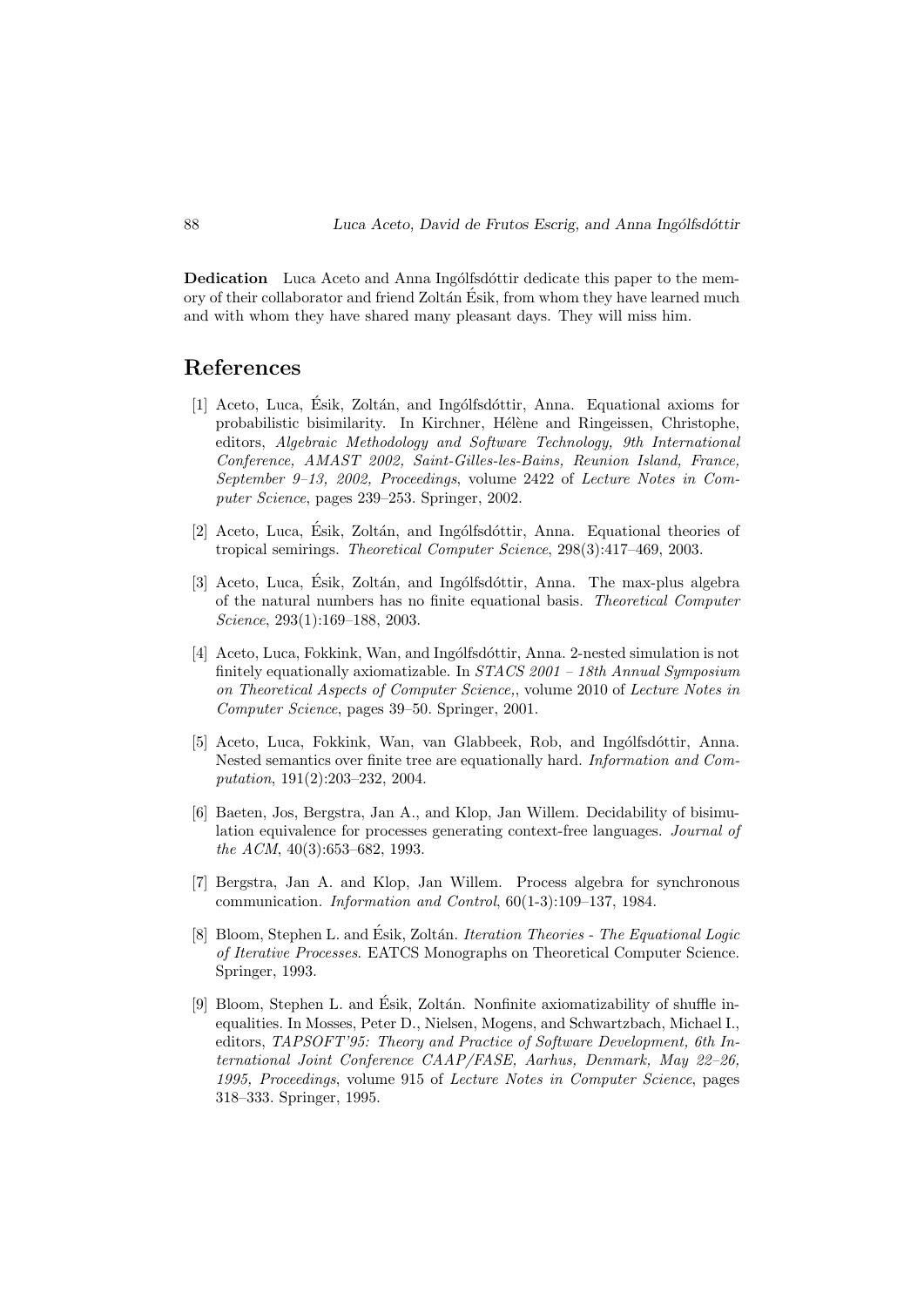**Dedication** Luca Aceto and Anna Ingólfsdóttir dedicate this paper to the memory of their collaborator and friend Zoltán Ésik, from whom they have learned much and with whom they have shared many pleasant days. They will miss him.

## References

[1] Aceto, Luca, Ésik, Zoltán, and Ingólfsdóttir, Anna. Equational axioms for probabilistic bisimilarity. In Kirchner, Hélène and Ringeissen, Christophe, editors, *Algebraic Methodology and Software Technology, 9th International Conference, AMAST 2002, Saint-Gilles-les-Bains, Reunion Island, France, September 9–13, 2002, Proceedings*, volume 2422 of *Lecture Notes in Computer Science*, pages 239–253. Springer, 2002.

[2] Aceto, Luca, Ésik, Zoltán, and Ingólfsdóttir, Anna. Equational theories of tropical semirings. *Theoretical Computer Science*, 298(3):417–469, 2003.

[3] Aceto, Luca, Ésik, Zoltán, and Ingólfsdóttir, Anna. The max-plus algebra of the natural numbers has no finite equational basis. *Theoretical Computer Science*, 293(1):169–188, 2003.

[4] Aceto, Luca, Fokkink, Wan, and Ingólfsdóttir, Anna. 2-nested simulation is not finitely equationally axiomatizable. In *STACS 2001 – 18th Annual Symposium on Theoretical Aspects of Computer Science,*, volume 2010 of *Lecture Notes in Computer Science*, pages 39–50. Springer, 2001.

[5] Aceto, Luca, Fokkink, Wan, van Glabbeek, Rob, and Ingólfsdóttir, Anna. Nested semantics over finite tree are equationally hard. *Information and Computation*, 191(2):203–232, 2004.

[6] Baeten, Jos, Bergstra, Jan A., and Klop, Jan Willem. Decidability of bisimulation equivalence for processes generating context-free languages. *Journal of the ACM*, 40(3):653–682, 1993.

[7] Bergstra, Jan A. and Klop, Jan Willem. Process algebra for synchronous communication. *Information and Control*, 60(1-3):109–137, 1984.

[8] Bloom, Stephen L. and Ésik, Zoltán. *Iteration Theories - The Equational Logic of Iterative Processes*. EATCS Monographs on Theoretical Computer Science. Springer, 1993.

[9] Bloom, Stephen L. and Ésik, Zoltán. Nonfinite axiomatizability of shuffle inequalities. In Mosses, Peter D., Nielsen, Mogens, and Schwartzbach, Michael I., editors, *TAPSOFT'95: Theory and Practice of Software Development, 6th International Joint Conference CAAP/FASE, Aarhus, Denmark, May 22–26, 1995, Proceedings*, volume 915 of *Lecture Notes in Computer Science*, pages 318–333. Springer, 1995.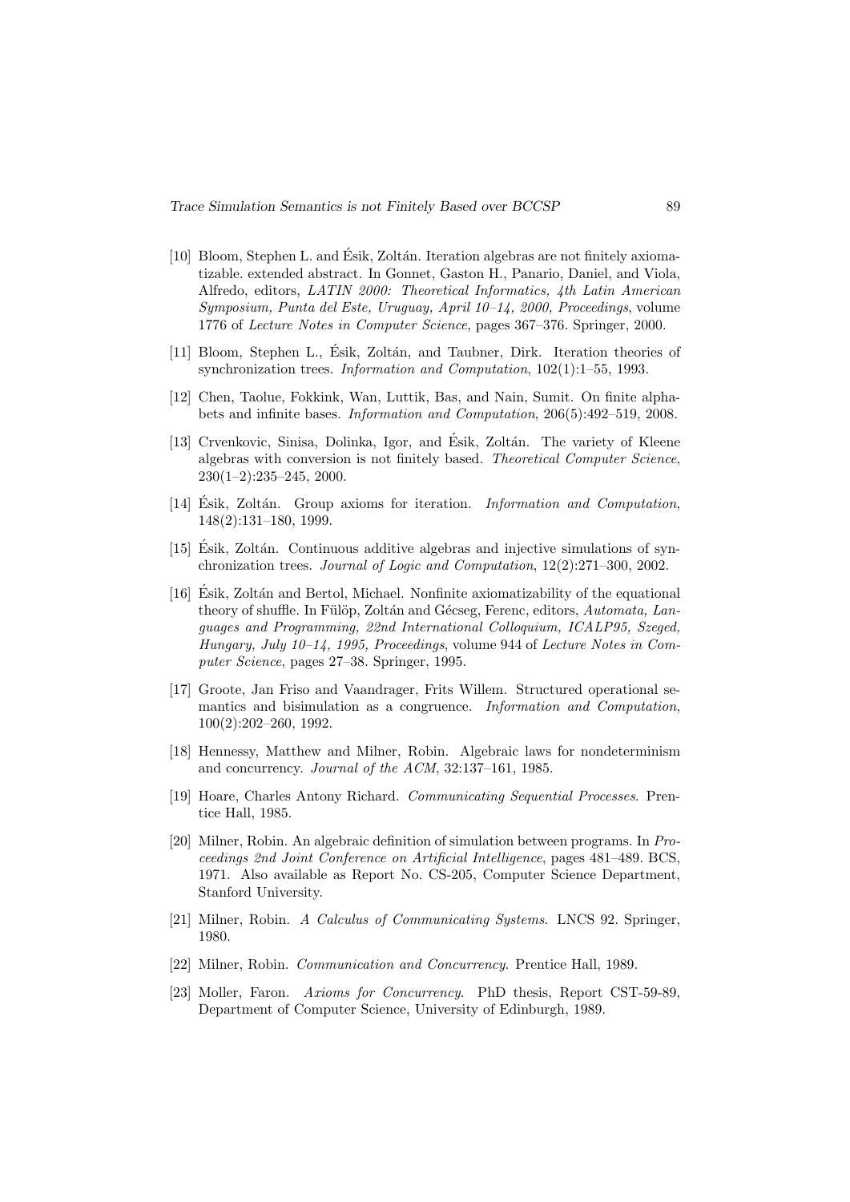[10] Bloom, Stephen L. and Ésik, Zoltán. Iteration algebras are not finitely axiomatizable. extended abstract. In Gonnet, Gaston H., Panario, Daniel, and Viola, Alfredo, editors, *LATIN 2000: Theoretical Informatics, 4th Latin American Symposium, Punta del Este, Uruguay, April 10–14, 2000, Proceedings*, volume 1776 of *Lecture Notes in Computer Science*, pages 367–376. Springer, 2000.

[11] Bloom, Stephen L., Ésik, Zoltán, and Taubner, Dirk. Iteration theories of synchronization trees. *Information and Computation*, 102(1):1–55, 1993.

[12] Chen, Taolue, Fokkink, Wan, Luttik, Bas, and Nain, Sumit. On finite alphabets and infinite bases. *Information and Computation*, 206(5):492–519, 2008.

[13] Crvenkovic, Sinisa, Dolinka, Igor, and Ésik, Zoltán. The variety of Kleene algebras with conversion is not finitely based. *Theoretical Computer Science*, 230(1–2):235–245, 2000.

[14] Ésik, Zoltán. Group axioms for iteration. *Information and Computation*, 148(2):131–180, 1999.

[15] Ésik, Zoltán. Continuous additive algebras and injective simulations of synchronization trees. *Journal of Logic and Computation*, 12(2):271–300, 2002.

[16] Ésik, Zoltán and Bertol, Michael. Nonfinite axiomatizability of the equational theory of shuffle. In Fülöp, Zoltán and Gécseg, Ferenc, editors, *Automata, Languages and Programming, 22nd International Colloquium, ICALP95, Szeged, Hungary, July 10–14, 1995, Proceedings*, volume 944 of *Lecture Notes in Computer Science*, pages 27–38. Springer, 1995.

[17] Groote, Jan Friso and Vaandrager, Frits Willem. Structured operational semantics and bisimulation as a congruence. *Information and Computation*, 100(2):202–260, 1992.

[18] Hennessy, Matthew and Milner, Robin. Algebraic laws for nondeterminism and concurrency. *Journal of the ACM*, 32:137–161, 1985.

[19] Hoare, Charles Antony Richard. *Communicating Sequential Processes*. Prentice Hall, 1985.

[20] Milner, Robin. An algebraic definition of simulation between programs. In *Proceedings 2nd Joint Conference on Artificial Intelligence*, pages 481–489. BCS, 1971. Also available as Report No. CS-205, Computer Science Department, Stanford University.

[21] Milner, Robin. *A Calculus of Communicating Systems*. LNCS 92. Springer, 1980.

[22] Milner, Robin. *Communication and Concurrency*. Prentice Hall, 1989.

[23] Moller, Faron. *Axioms for Concurrency*. PhD thesis, Report CST-59-89, Department of Computer Science, University of Edinburgh, 1989.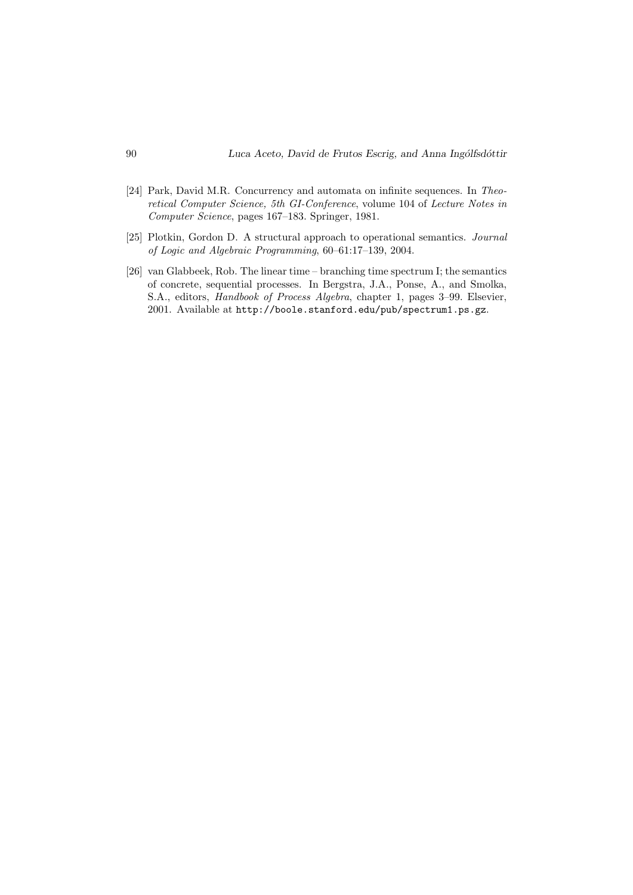[24] Park, David M.R. Concurrency and automata on infinite sequences. In *Theoretical Computer Science, 5th GI-Conference*, volume 104 of *Lecture Notes in Computer Science*, pages 167–183. Springer, 1981.

[25] Plotkin, Gordon D. A structural approach to operational semantics. *Journal of Logic and Algebraic Programming*, 60–61:17–139, 2004.

[26] van Glabbeek, Rob. The linear time – branching time spectrum I; the semantics of concrete, sequential processes. In Bergstra, J.A., Ponse, A., and Smolka, S.A., editors, *Handbook of Process Algebra*, chapter 1, pages 3–99. Elsevier, 2001. Available at `http://boole.stanford.edu/pub/spectrum1.ps.gz`.